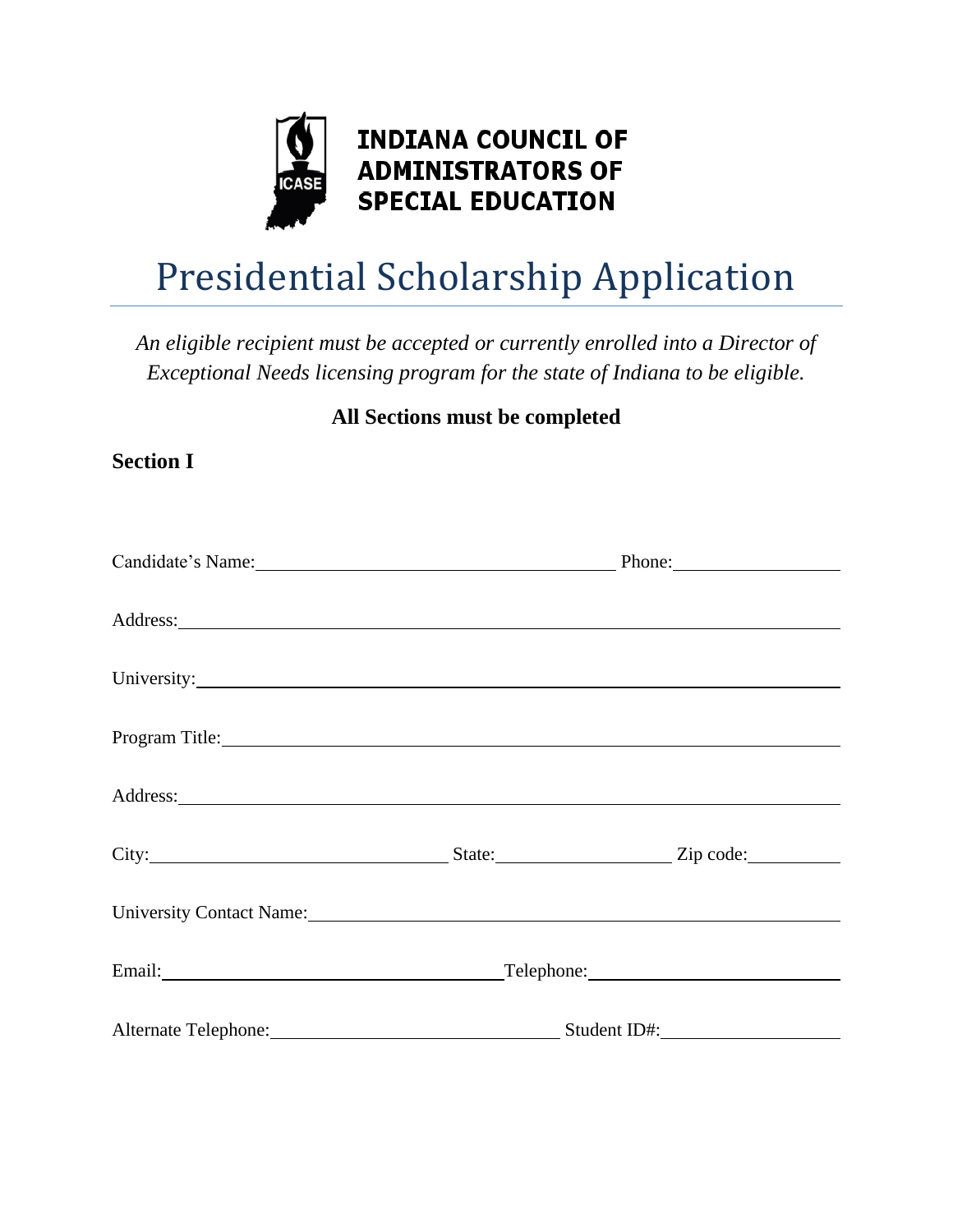**INDIANA COUNCIL OF ADMINISTRATORS OF SPECIAL EDUCATION**

# Presidential Scholarship Application

*An eligible recipient must be accepted or currently enrolled into a Director of Exceptional Needs licensing program for the state of Indiana to be eligible.*

**All Sections must be completed**

## Section I

Candidate's Name: ______________________________ Phone: ______________

Address: ____________________________________________________________

University: __________________________________________________________

Program Title: _______________________________________________________

Address: ____________________________________________________________

City: ______________________ State: ______________ Zip code: ________

University Contact Name: _____________________________________________

Email: ___________________________ Telephone: ______________________

Alternate Telephone: ______________________ Student ID#: _____________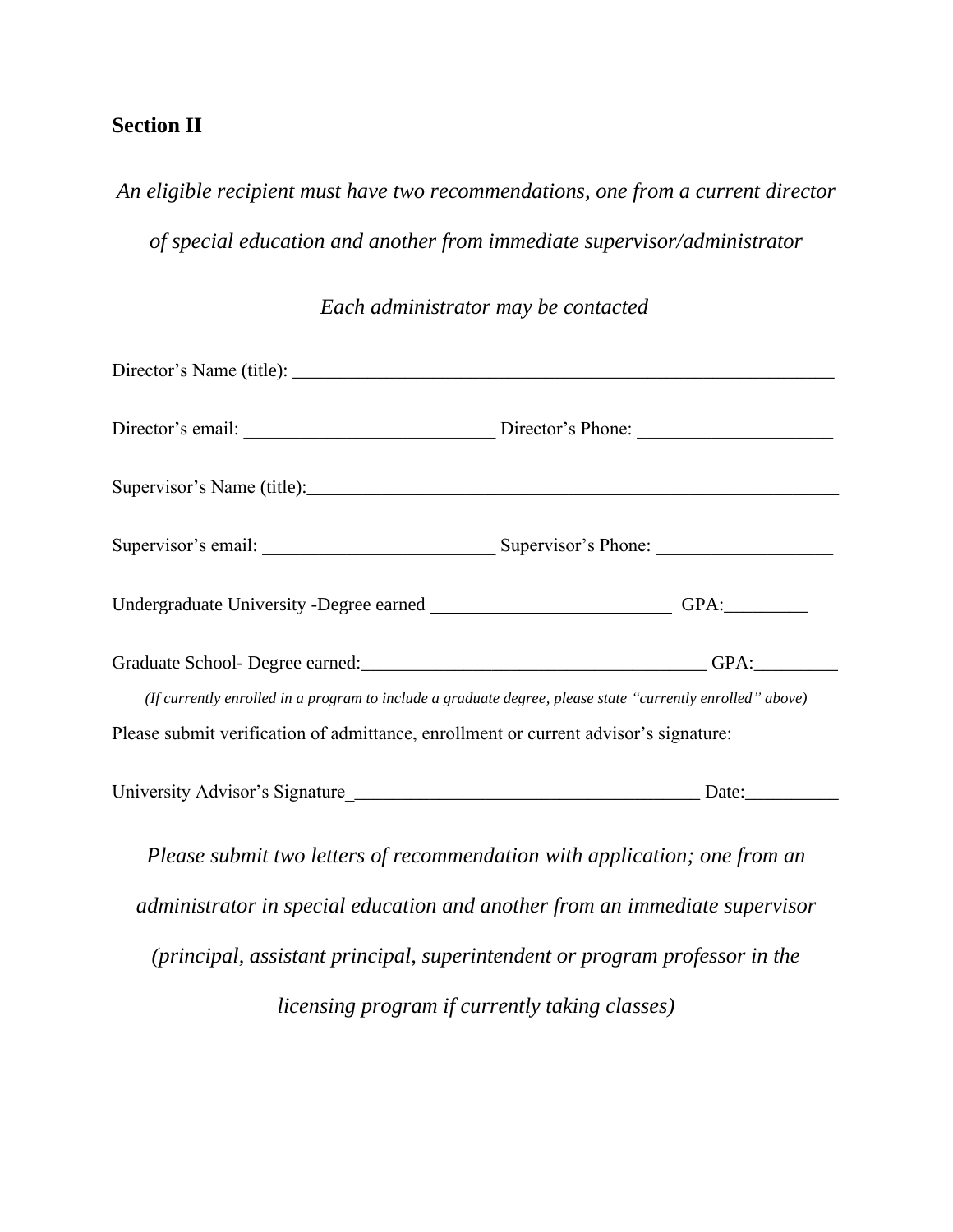## Section II

*An eligible recipient must have two recommendations, one from a current director of special education and another from immediate supervisor/administrator*

*Each administrator may be contacted*

Director's Name (title): ___________________________________________________________

Director's email: ___________________________ Director's Phone: _____________________

Supervisor's Name (title):___________________________________________________________

Supervisor's email: _________________________ Supervisor's Phone: ___________________

Undergraduate University -Degree earned _________________________ GPA:_________

Graduate School- Degree earned:______________________________________ GPA:_________

*(If currently enrolled in a program to include a graduate degree, please state "currently enrolled" above)*

Please submit verification of admittance, enrollment or current advisor's signature:

University Advisor's Signature_____________________________________ Date:__________

*Please submit two letters of recommendation with application; one from an administrator in special education and another from an immediate supervisor (principal, assistant principal, superintendent or program professor in the licensing program if currently taking classes)*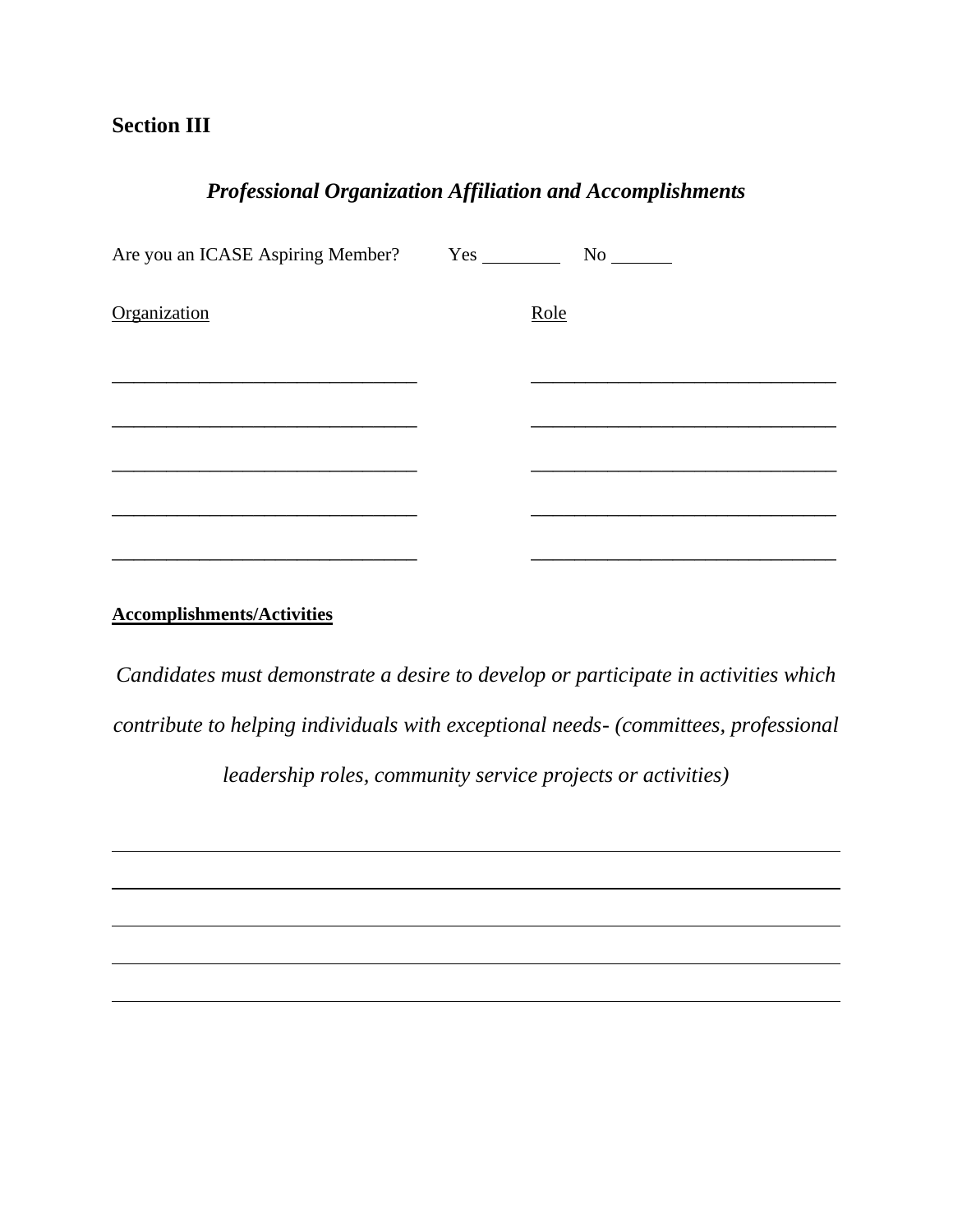## Section III

### *Professional Organization Affiliation and Accomplishments*

Are you an ICASE Aspiring Member? Yes ________ No _______

| Organization | Role |
|---|---|
| ______________________________ | ______________________________ |
| ______________________________ | ______________________________ |
| ______________________________ | ______________________________ |
| ______________________________ | ______________________________ |
| ______________________________ | ______________________________ |

**Accomplishments/Activities**

*Candidates must demonstrate a desire to develop or participate in activities which contribute to helping individuals with exceptional needs- (committees, professional leadership roles, community service projects or activities)*

______________________________________________________________________

______________________________________________________________________

______________________________________________________________________

______________________________________________________________________

______________________________________________________________________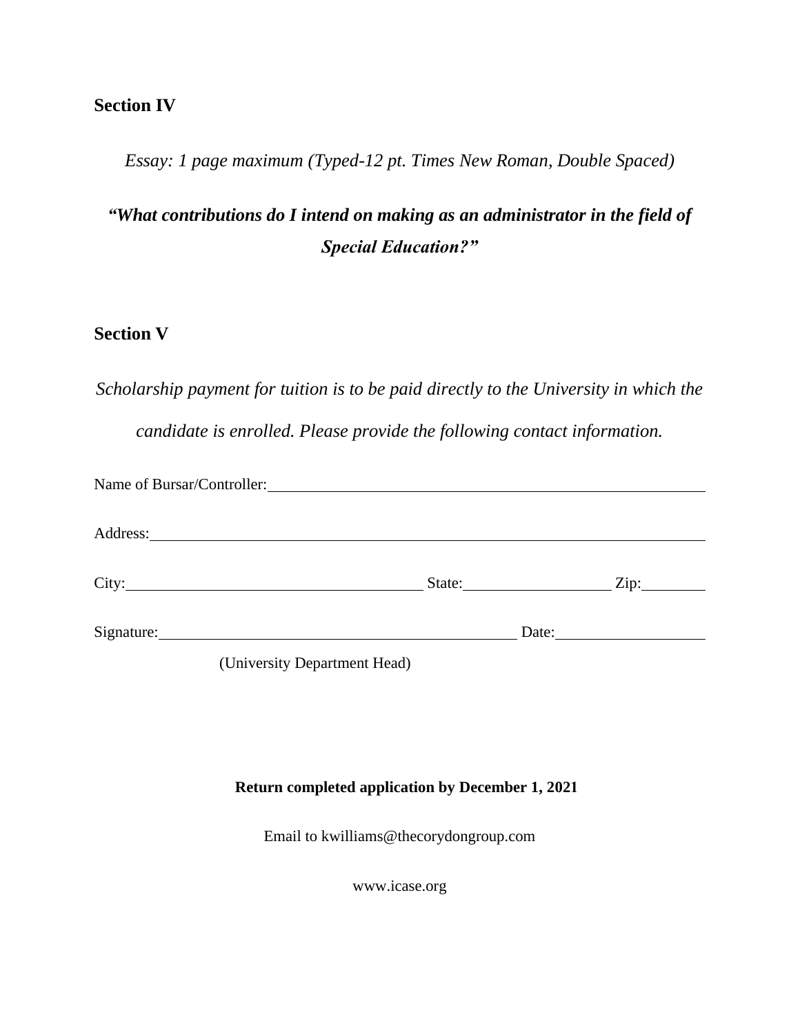## Section IV

*Essay: 1 page maximum (Typed-12 pt. Times New Roman, Double Spaced)*

***"What contributions do I intend on making as an administrator in the field of Special Education?"***

## Section V

*Scholarship payment for tuition is to be paid directly to the University in which the candidate is enrolled. Please provide the following contact information.*

Name of Bursar/Controller: ______________________________________________

Address: ______________________________________________

City: ______________________ State: ______________ Zip: ________

Signature: ______________________________ Date: ______________

(University Department Head)

**Return completed application by December 1, 2021**

Email to kwilliams@thecorydongroup.com

www.icase.org